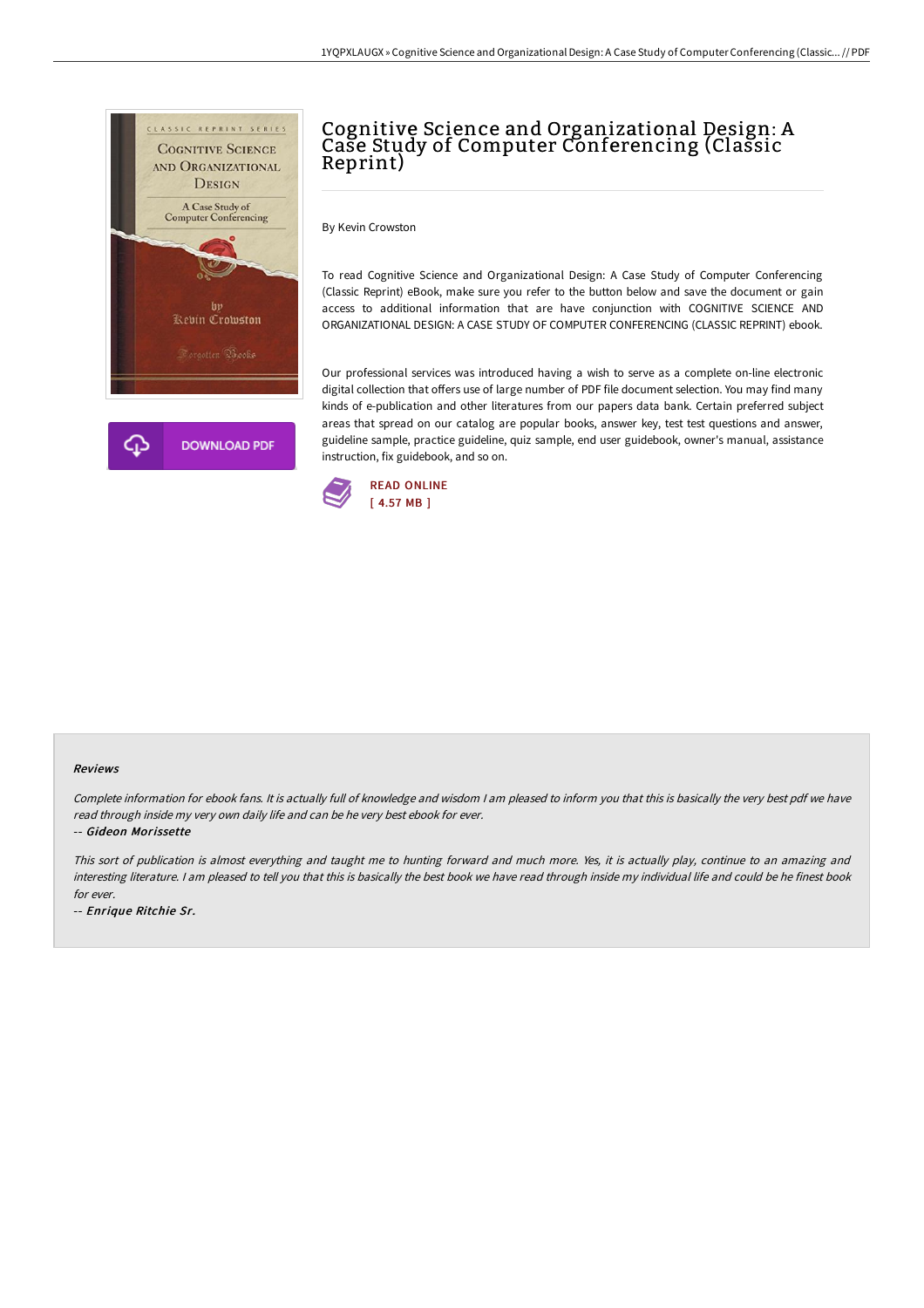# Cognitive Science and Organizational Design: A Case Study of Computer Conferencing (Classic Reprint)

By Kevin Crowston

To read Cognitive Science and Organizational Design: A Case Study of Computer Conferencing (Classic Reprint) eBook, make sure you refer to the button below and save the document or gain access to additional information that are have conjunction with COGNITIVE SCIENCE AND ORGANIZATIONAL DESIGN: A CASE STUDY OF COMPUTER CONFERENCING (CLASSIC REPRINT) ebook.

Our professional services was introduced having a wish to serve as a complete on-line electronic digital collection that offers use of large number of PDF file document selection. You may find many kinds of e-publication and other literatures from our papers data bank. Certain preferred subject areas that spread on our catalog are popular books, answer key, test test questions and answer, guideline sample, practice guideline, quiz sample, end user guidebook, owner's manual, assistance instruction, fix guidebook, and so on.

DOWNLOAD PDF

READ ONLINE
[ 4.57 MB ]

### Reviews

*Complete information for ebook fans. It is actually full of knowledge and wisdom I am pleased to inform you that this is basically the very best pdf we have read through inside my very own daily life and can be he very best ebook for ever.*

-- ***Gideon Morissette***

*This sort of publication is almost everything and taught me to hunting forward and much more. Yes, it is actually play, continue to an amazing and interesting literature. I am pleased to tell you that this is basically the best book we have read through inside my individual life and could be he finest book for ever.*

-- ***Enrique Ritchie Sr.***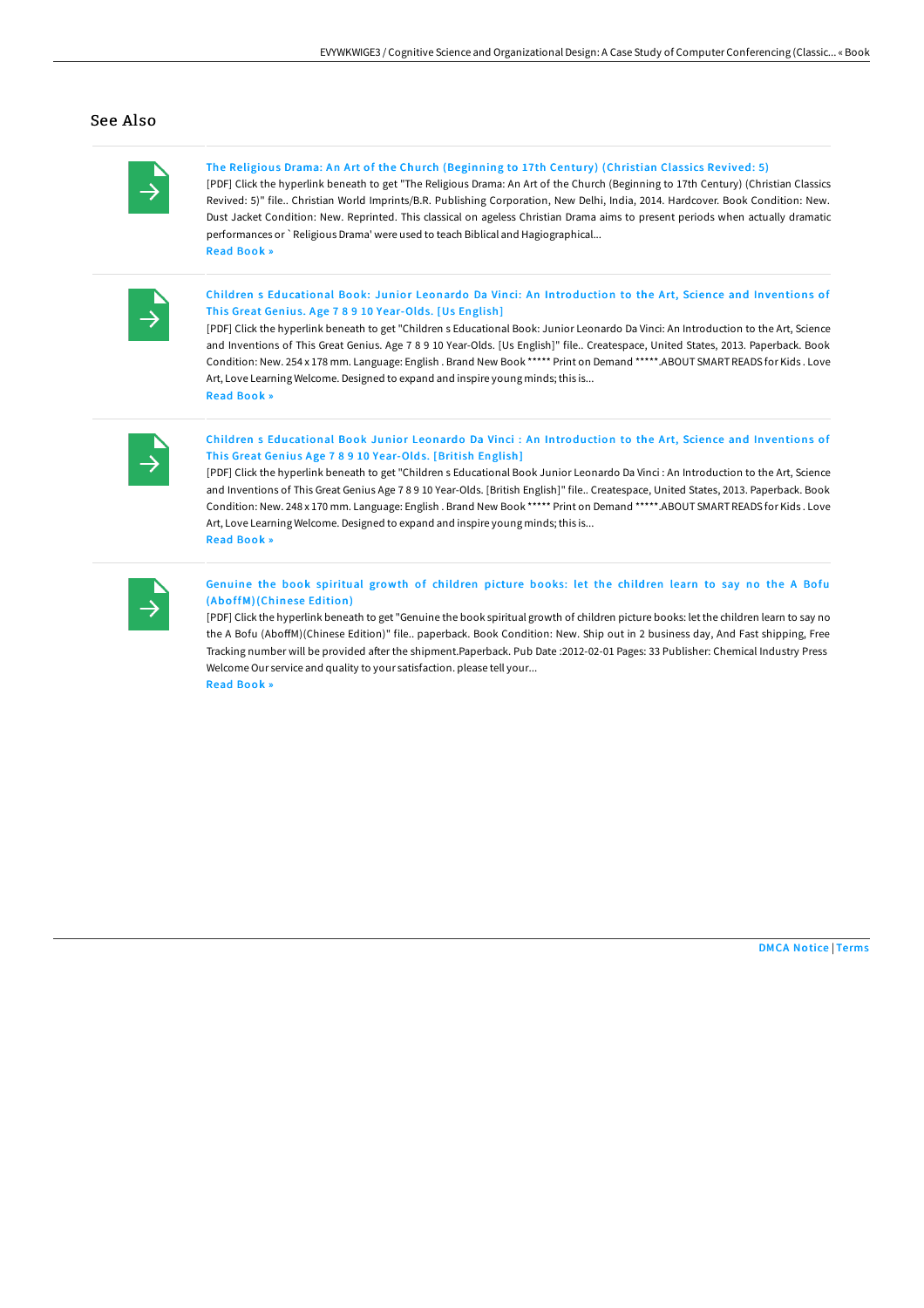## See Also

### The Religious Drama: An Art of the Church (Beginning to 17th Century) (Christian Classics Revived: 5)

[PDF] Click the hyperlink beneath to get "The Religious Drama: An Art of the Church (Beginning to 17th Century) (Christian Classics Revived: 5)" file.. Christian World Imprints/B.R. Publishing Corporation, New Delhi, India, 2014. Hardcover. Book Condition: New. Dust Jacket Condition: New. Reprinted. This classical on ageless Christian Drama aims to present periods when actually dramatic performances or `Religious Drama' were used to teach Biblical and Hagiographical...

Read Book »

### Children s Educational Book: Junior Leonardo Da Vinci: An Introduction to the Art, Science and Inventions of This Great Genius. Age 7 8 9 10 Year-Olds. [Us English]

[PDF] Click the hyperlink beneath to get "Children s Educational Book: Junior Leonardo Da Vinci: An Introduction to the Art, Science and Inventions of This Great Genius. Age 7 8 9 10 Year-Olds. [Us English]" file.. Createspace, United States, 2013. Paperback. Book Condition: New. 254 x 178 mm. Language: English . Brand New Book ***** Print on Demand *****.ABOUT SMART READS for Kids . Love Art, Love Learning Welcome. Designed to expand and inspire young minds; this is...

Read Book »

### Children s Educational Book Junior Leonardo Da Vinci : An Introduction to the Art, Science and Inventions of This Great Genius Age 7 8 9 10 Year-Olds. [British English]

[PDF] Click the hyperlink beneath to get "Children s Educational Book Junior Leonardo Da Vinci : An Introduction to the Art, Science and Inventions of This Great Genius Age 7 8 9 10 Year-Olds. [British English]" file.. Createspace, United States, 2013. Paperback. Book Condition: New. 248 x 170 mm. Language: English . Brand New Book ***** Print on Demand *****.ABOUT SMART READS for Kids . Love Art, Love Learning Welcome. Designed to expand and inspire young minds; this is...

Read Book »

### Genuine the book spiritual growth of children picture books: let the children learn to say no the A Bofu (AboffM)(Chinese Edition)

[PDF] Click the hyperlink beneath to get "Genuine the book spiritual growth of children picture books: let the children learn to say no the A Bofu (AboffM)(Chinese Edition)" file.. paperback. Book Condition: New. Ship out in 2 business day, And Fast shipping, Free Tracking number will be provided after the shipment.Paperback. Pub Date :2012-02-01 Pages: 33 Publisher: Chemical Industry Press Welcome Our service and quality to your satisfaction. please tell your...

Read Book »